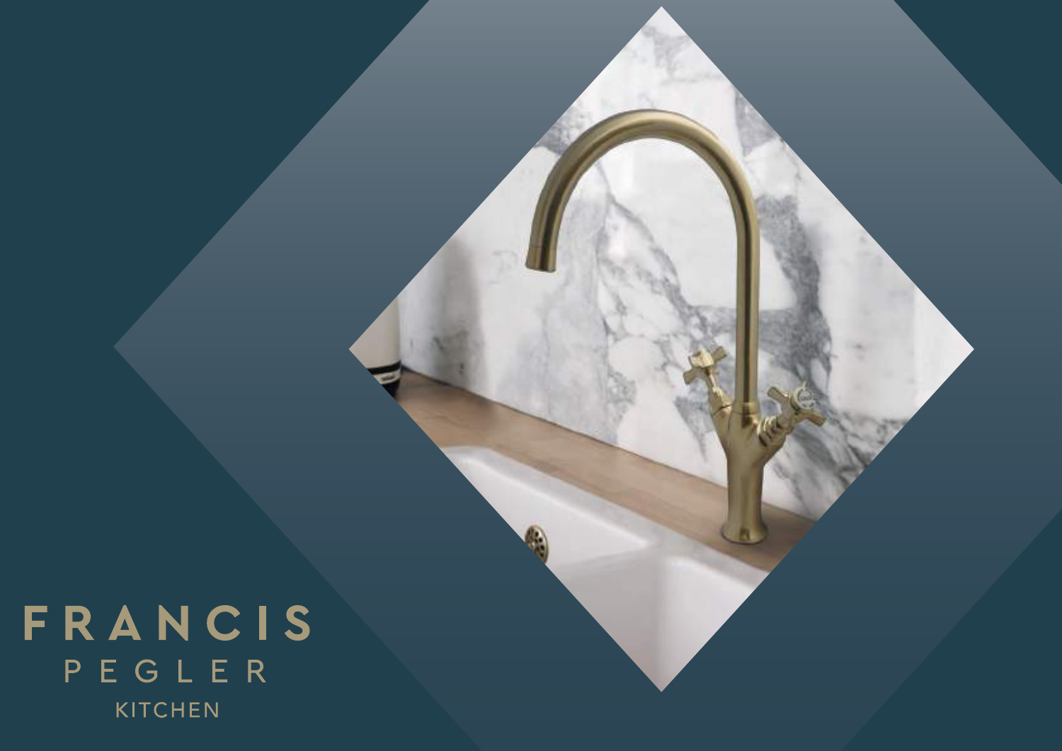# FRANCIS PEGLER

KITCHEN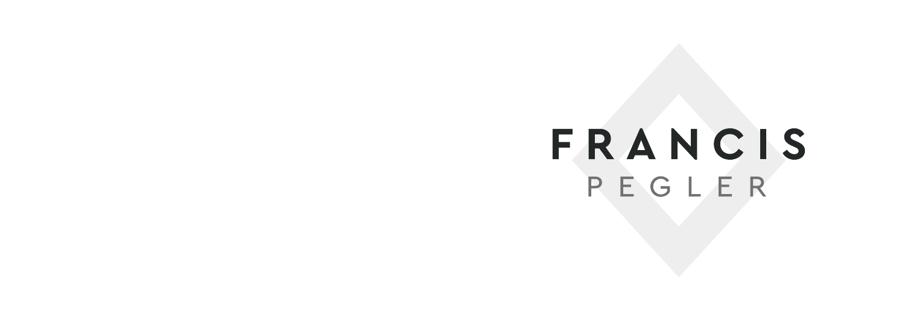FRANCIS

PEGLER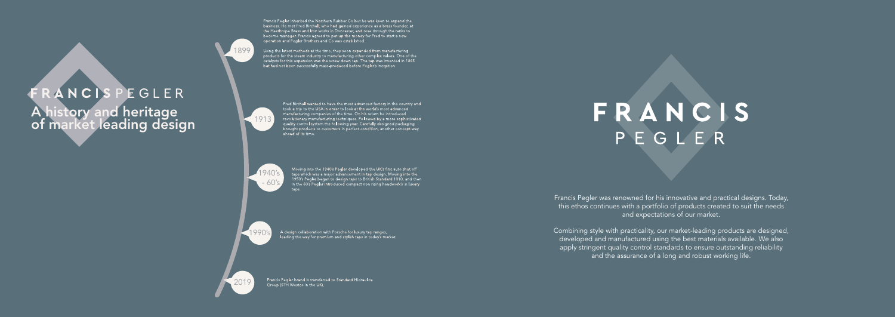# FRANCIS PEGLER

## A history and heritage of market leading design

**1899**

Francis Pegler inherited the Northern Rubber Co but he was keen to expand the business. He met Fred Birchall, who had gained experience as a brass founder, at the Hexthrope Brass and Iron works in Doncaster, and rose through the ranks to become manager. Francis agreed to put up the money for Fred to start a new operation and Pegler Brothers and Co was established.

Using the latest methods at the time, they soon expanded from manufacturing products for the steam industry to manufacturing other complex valves. One of the catalysts for this expansion was the screw down tap. The tap was invented in 1845 but had not been successfully mass-produced before Pegler's inception.

**1913**

Fred Birchall wanted to have the most advanced factory in the country and took a trip to the USA in order to look at the world's most advanced manufacturing companies of the time. On his return he introduced revolutionary manufacturing techniques. Followed by a more sophisticated quality control system the following year. Carefully designed packaging brought products to customers in perfect condition, another concept way ahead of its time.

**1940's - 60's**

Moving into the 1940's Pegler developed the UK's first auto shut off taps which was a major advancement in tap design. Moving into the 1950's Pegler began to design taps to British Standard 1010, and then in the 60's Pegler introduced compact non rising headwork's in luxury taps.

**1990's**

A design collaboration with Porsche for luxury tap ranges, leading the way for premium and stylish taps in today's market.

**2019**

Francis Pegler brand is transferred to Standard Hidraulica Group (STH Westco in the UK).

# FRANCIS PEGLER

Francis Pegler was renowned for his innovative and practical designs. Today, this ethos continues with a portfolio of products created to suit the needs and expectations of our market.

Combining style with practicality, our market-leading products are designed, developed and manufactured using the best materials available. We also apply stringent quality control standards to ensure outstanding reliability and the assurance of a long and robust working life.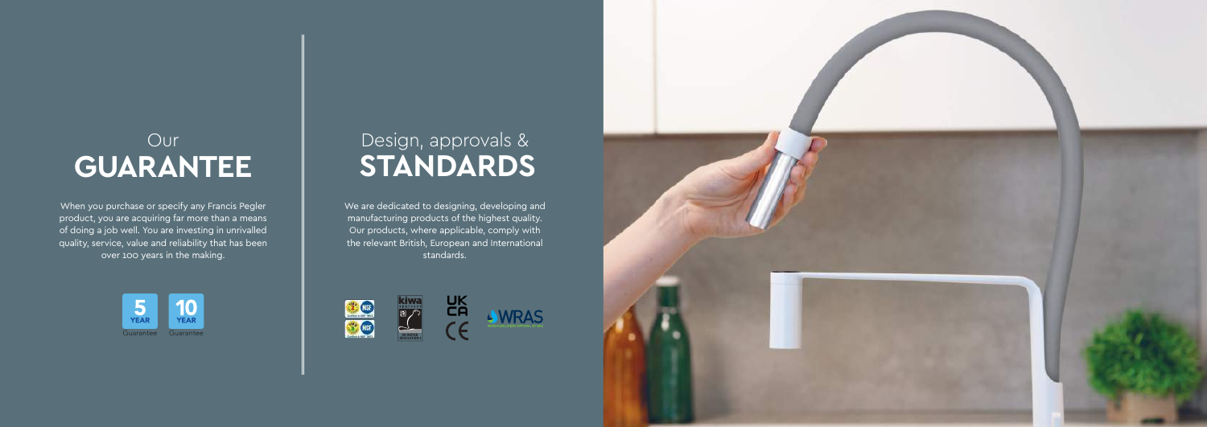# Our **GUARANTEE**

When you purchase or specify any Francis Pegler product, you are acquiring far more than a means of doing a job well. You are investing in unrivalled quality, service, value and reliability that has been over 100 years in the making.

5 YEAR Guarantee

10 YEAR Guarantee

# Design, approvals & **STANDARDS**

We are dedicated to designing, developing and manufacturing products of the highest quality. Our products, where applicable, comply with the relevant British, European and International standards.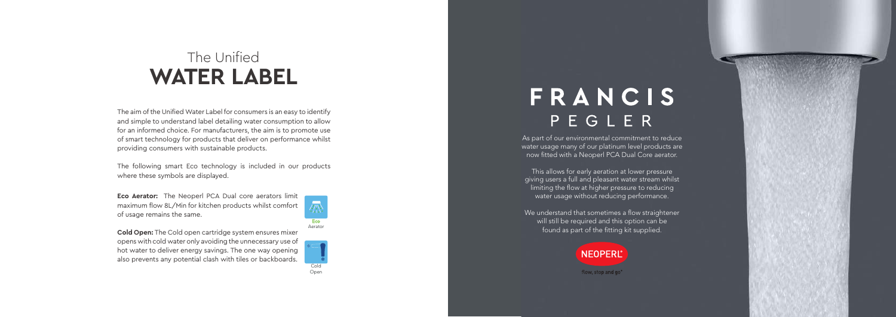# The Unified **WATER LABEL**

The aim of the Unified Water Label for consumers is an easy to identify and simple to understand label detailing water consumption to allow for an informed choice. For manufacturers, the aim is to promote use of smart technology for products that deliver on performance whilst providing consumers with sustainable products.

The following smart Eco technology is included in our products where these symbols are displayed.

**Eco Aerator:** The Neoperl PCA Dual core aerators limit maximum flow 8L/Min for kitchen products whilst comfort of usage remains the same.

Eco Aerator

**Cold Open:** The Cold open cartridge system ensures mixer opens with cold water only avoiding the unnecessary use of hot water to deliver energy savings. The one way opening also prevents any potential clash with tiles or backboards.

Cold Open

# FRANCIS PEGLER

As part of our environmental commitment to reduce water usage many of our platinum level products are now fitted with a Neoperl PCA Dual Core aerator.

This allows for early aeration at lower pressure giving users a full and pleasant water stream whilst limiting the flow at higher pressure to reducing water usage without reducing performance.

We understand that sometimes a flow straightener will still be required and this option can be found as part of the fitting kit supplied.

NEOPERL®

flow, stop and go®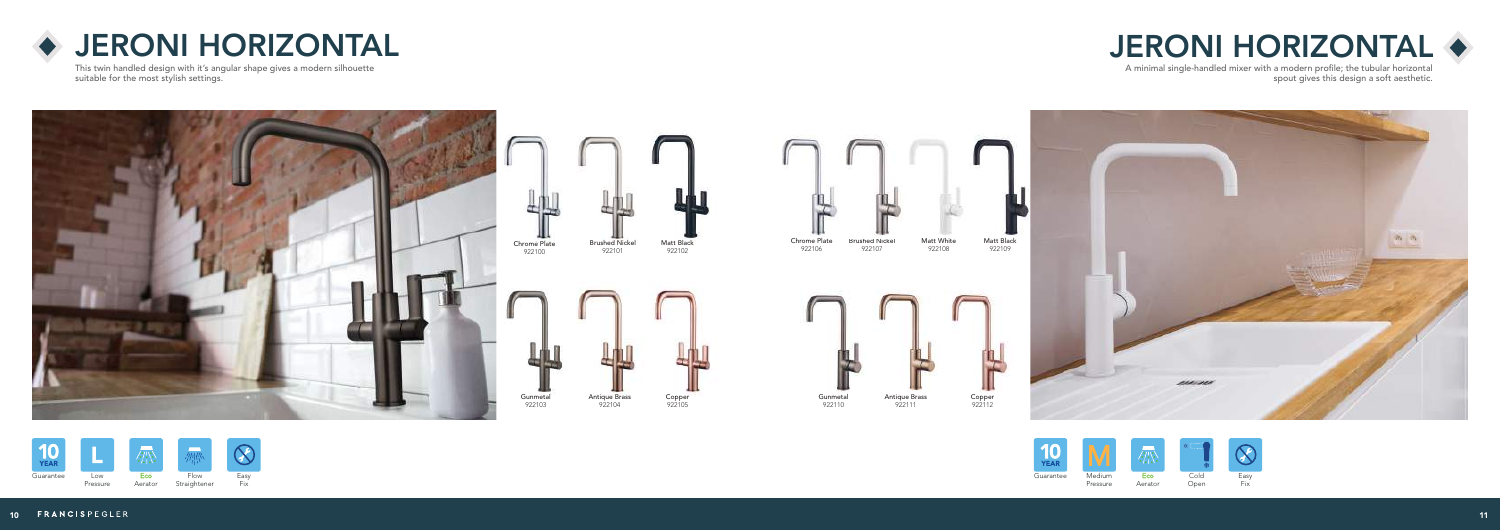# JERONI HORIZONTAL

This twin handled design with it's angular shape gives a modern silhouette suitable for the most stylish settings.

Chrome Plate
922100

Brushed Nickel
922101

Matt Black
922102

Gunmetal
922103

Antique Brass
922104

Copper
922105

10 YEAR Guarantee

L Low Pressure

Eco Aerator

Flow Straightener

Easy Fix

# JERONI HORIZONTAL

A minimal single-handled mixer with a modern profile; the tubular horizontal spout gives this design a soft aesthetic.

Chrome Plate
922106

Brushed Nickel
922107

Matt White
922108

Matt Black
922109

Gunmetal
922110

Antique Brass
922111

Copper
922112

10 YEAR Guarantee

M Medium Pressure

Eco Aerator

Cold Open

Easy Fix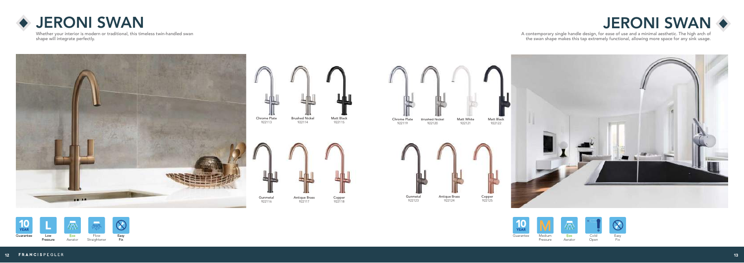# JERONI SWAN

Whether your interior is modern or traditional, this timeless twin-handled swan shape will integrate perfectly.

Chrome Plate
922113

Brushed Nickel
922114

Matt Black
922115

Gunmetal
922116

Antique Brass
922117

Copper
922118

10 YEAR Guarantee

Low Pressure

Eco Aerator

Flow Straightener

Easy Fix

# JERONI SWAN

A contemporary single handle design, for ease of use and a minimal aesthetic. The high arch of the swan shape makes this tap extremely functional, allowing more space for any sink usage.

Chrome Plate
922119

Brushed Nickel
922120

Matt White
922121

Matt Black
922122

Gunmetal
922123

Antique Brass
922124

Copper
922125

10 YEAR Guarantee

Medium Pressure

Eco Aerator

Cold Open

Easy Fix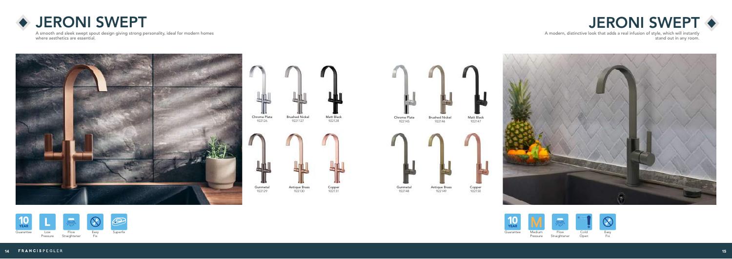# JERONI SWEPT

A smooth and sleek swept spout design giving strong personality, ideal for modern homes where aesthetics are essential.

| Finish | Code |
| --- | --- |
| Chrome Plate | 922126 |
| Brushed Nickel | 9221127 |
| Matt Black | 922128 |
| Gunmetal | 922129 |
| Antique Brass | 922130 |
| Copper | 922131 |

10 YEAR Guarantee · L Low Pressure · Flow Straightener · Easy Fix · Superfix

# JERONI SWEPT

A modern, distinctive look that adds a real infusion of style, which will instantly stand out in any room.

| Finish | Code |
| --- | --- |
| Chrome Plate | 922145 |
| Brushed Nickel | 922146 |
| Matt Black | 922147 |
| Gunmetal | 922148 |
| Antique Brass | 922149 |
| Copper | 922150 |

10 YEAR Guarantee · M Medium Pressure · Flow Straightener · Cold Open · Easy Fix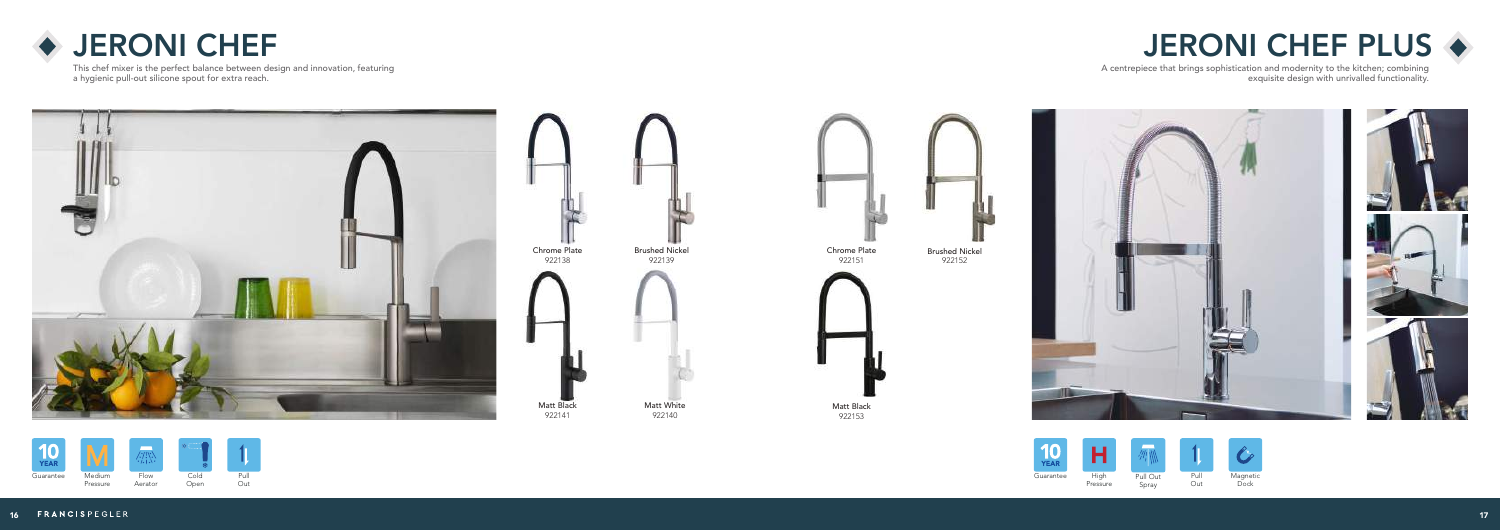# JERONI CHEF

This chef mixer is the perfect balance between design and innovation, featuring a hygienic pull-out silicone spout for extra reach.

Chrome Plate
922138

Brushed Nickel
922139

Matt Black
922141

Matt White
922140

10 YEAR Guarantee

M Medium Pressure

Flow Aerator

Cold Open

Pull Out

# JERONI CHEF PLUS

A centrepiece that brings sophistication and modernity to the kitchen; combining exquisite design with unrivalled functionality.

Chrome Plate
922151

Brushed Nickel
922152

Matt Black
922153

10 YEAR Guarantee

H High Pressure

Pull Out Spray

Pull Out

Magnetic Dock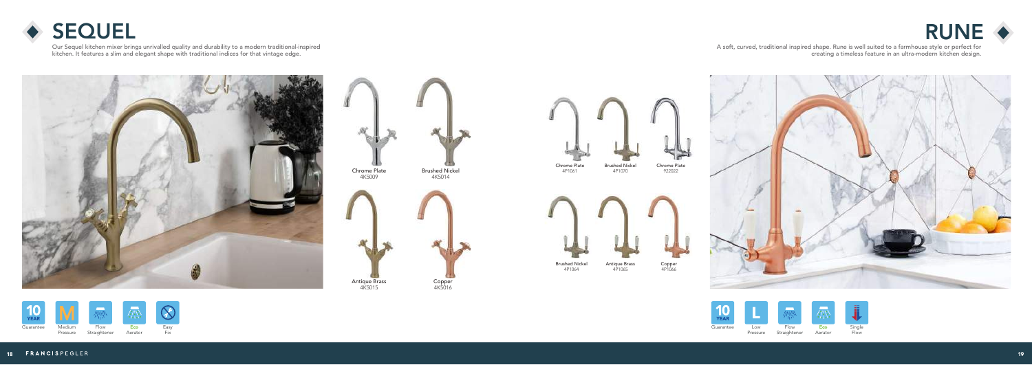# SEQUEL

Our Sequel kitchen mixer brings unrivalled quality and durability to a modern traditional-inspired kitchen. It features a slim and elegant shape with traditional indices for that vintage edge.

Chrome Plate
4K5009

Brushed Nickel
4K5014

Antique Brass
4K5015

Copper
4K5016

10 YEAR Guarantee | M Medium Pressure | Flow Straightener | Eco Aerator | Easy Fix

# RUNE

A soft, curved, traditional inspired shape. Rune is well suited to a farmhouse style or perfect for creating a timeless feature in an ultra-modern kitchen design.

Chrome Plate
4P1061

Brushed Nickel
4P1070

Chrome Plate
922022

Brushed Nickel
4P1064

Antique Brass
4P1065

Copper
4P1066

10 YEAR Guarantee | L Low Pressure | Flow Straightener | Eco Aerator | Single Flow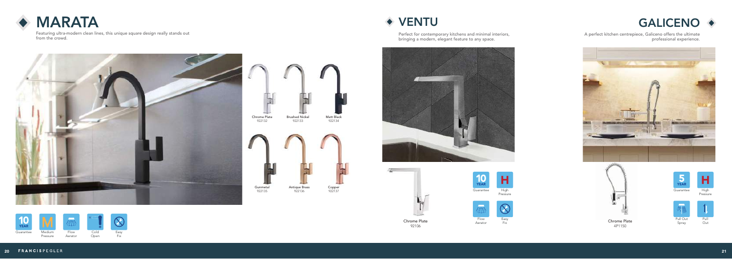# MARATA

Featuring ultra-modern clean lines, this unique square design really stands out from the crowd.

Chrome Plate
922132

Brushed Nickel
922133

Matt Black
922134

Gunmetal
922135

Antique Brass
922136

Copper
922137

10 YEAR Guarantee

M Medium Pressure

Flow Aerator

Cold Open

Easy Fix

# VENTU

Perfect for contemporary kitchens and minimal interiors, bringing a modern, elegant feature to any space.

Chrome Plate
92106

10 YEAR Guarantee

H High Pressure

Flow Aerator

Easy Fix

# GALICENO

A perfect kitchen centrepiece, Galiceno offers the ultimate professional experience.

Chrome Plate
4P1150

5 YEAR Guarantee

H High Pressure

Pull Out Spray

Pull Out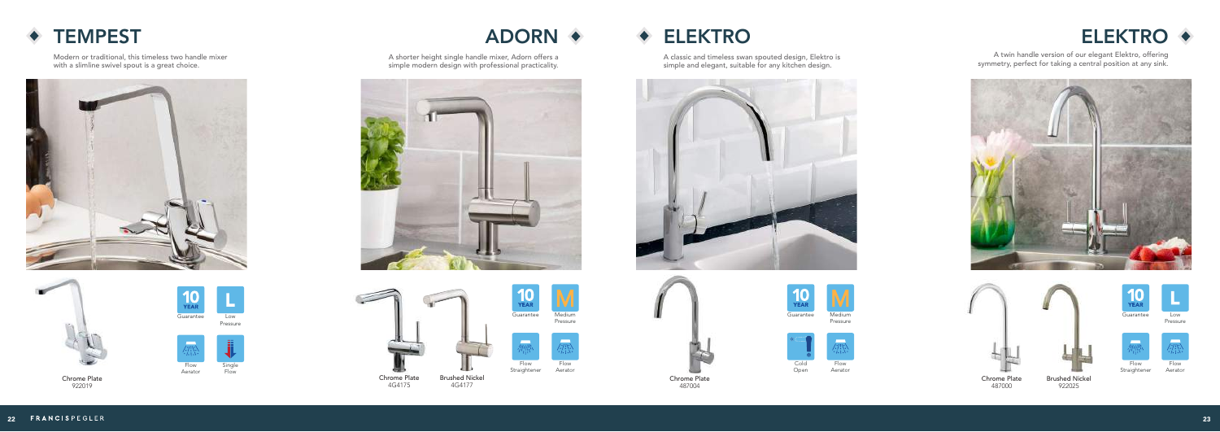## TEMPEST

Modern or traditional, this timeless two handle mixer with a slimline swivel spout is a great choice.

10 YEAR Guarantee

L Low Pressure

Flow Aerator

Single Flow

Chrome Plate
922019

## ADORN

A shorter height single handle mixer, Adorn offers a simple modern design with professional practicality.

Chrome Plate
4G4175

Brushed Nickel
4G4177

10 YEAR Guarantee

M Medium Pressure

Flow Straightener

Flow Aerator

## ELEKTRO

A classic and timeless swan spouted design, Elektro is simple and elegant, suitable for any kitchen design.

Chrome Plate
487004

10 YEAR Guarantee

M Medium Pressure

Cold Open

Flow Aerator

## ELEKTRO

A twin handle version of our elegant Elektro, offering symmetry, perfect for taking a central position at any sink.

Chrome Plate
487000

Brushed Nickel
922025

10 YEAR Guarantee

L Low Pressure

Flow Straightener

Flow Aerator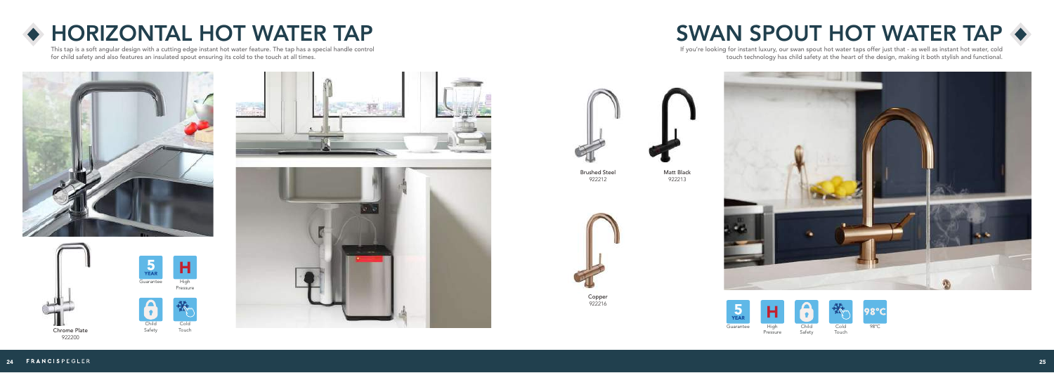# HORIZONTAL HOT WATER TAP

This tap is a soft angular design with a cutting edge instant hot water feature. The tap has a special handle control for child safety and also features an insulated spout ensuring its cold to the touch at all times.

Chrome Plate
922200

5 YEAR Guarantee

High Pressure

Child Safety

Cold Touch

# SWAN SPOUT HOT WATER TAP

If you're looking for instant luxury, our swan spout hot water taps offer just that - as well as instant hot water, cold touch technology has child safety at the heart of the design, making it both stylish and functional.

Brushed Steel
922212

Matt Black
922213

Copper
922216

5 YEAR Guarantee

High Pressure

Child Safety

Cold Touch

98°C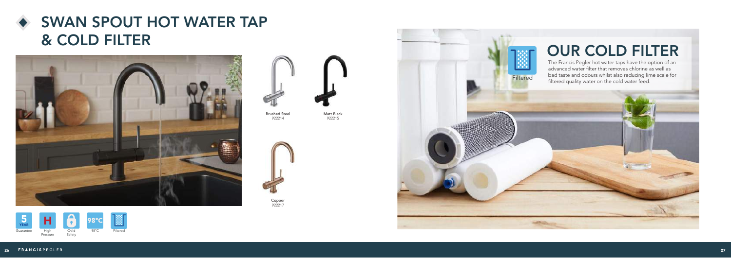# SWAN SPOUT HOT WATER TAP & COLD FILTER

Brushed Steel
922214

Matt Black
922215

Copper
922217

5 YEAR Guarantee | High Pressure | Child Safety | 98°C | Filtered

## OUR COLD FILTER

Filtered

The Francis Pegler hot water taps have the option of an advanced water filter that removes chlorine as well as bad taste and odours whilst also reducing lime scale for filtered quality water on the cold water feed.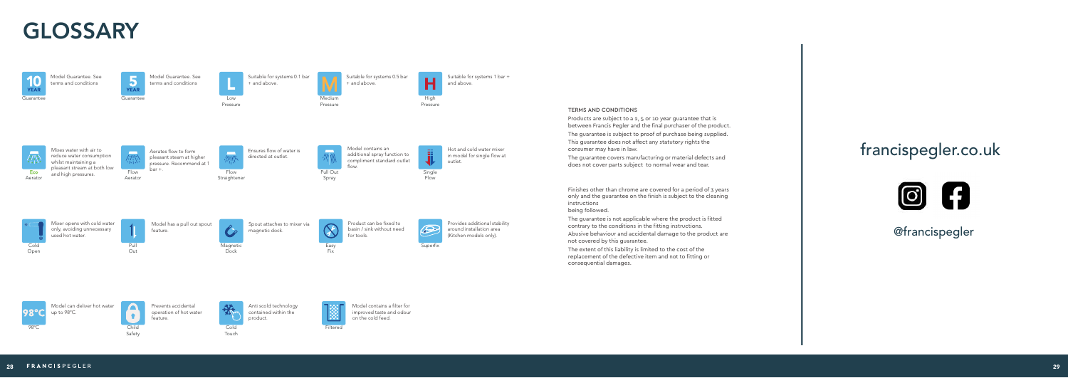# GLOSSARY

**10 YEAR Guarantee** – Model Guarantee. See terms and conditions

**5 YEAR Guarantee** – Model Guarantee. See terms and conditions

**Low Pressure** – Suitable for systems 0.1 bar + and above.

**Medium Pressure** – Suitable for systems 0.5 bar + and above.

**High Pressure** – Suitable for systems 1 bar + and above.

**Eco Aerator** – Mixes water with air to reduce water consumption whilst maintaining a pleasant stream at both low and high pressures.

**Flow Aerator** – Aerates flow to form pleasant steam at higher pressure. Recommend at 1 bar +.

**Flow Straightener** – Ensures flow of water is directed at outlet.

**Pull Out Spray** – Model contains an additional spray function to compliment standard outlet flow.

**Single Flow** – Hot and cold water mixer in model for single flow at outlet.

**Cold Open** – Mixer opens with cold water only, avoiding unnecessary used hot water.

**Pull Out** – Model has a pull out spout feature.

**Magnetic Dock** – Spout attaches to mixer via magnetic dock.

**Easy Fix** – Product can be fixed to basin / sink without need for tools.

**Superfix** – Provides additional stability around installation area (Kitchen models only).

**98°C** – Model can deliver hot water up to 98°C.

**Child Safety** – Prevents accidental operation of hot water feature.

**Cold Touch** – Anti scold technology contained within the product.

**Filtered** – Model contains a filter for improved taste and odour on the cold feed.

## TERMS AND CONDITIONS

Products are subject to a 2, 5 or 10 year guarantee that is between Francis Pegler and the final purchaser of the product.

The guarantee is subject to proof of purchase being supplied. This guarantee does not affect any statutory rights the consumer may have in law.

The guarantee covers manufacturing or material defects and does not cover parts subject to normal wear and tear.

Finishes other than chrome are covered for a period of 3 years only and the guarantee on the finish is subject to the cleaning instructions
being followed.

The guarantee is not applicable where the product is fitted contrary to the conditions in the fitting instructions.

Abusive behaviour and accidental damage to the product are not covered by this guarantee.

The extent of this liability is limited to the cost of the replacement of the defective item and not to fitting or consequential damages.

francispegler.co.uk

@francispegler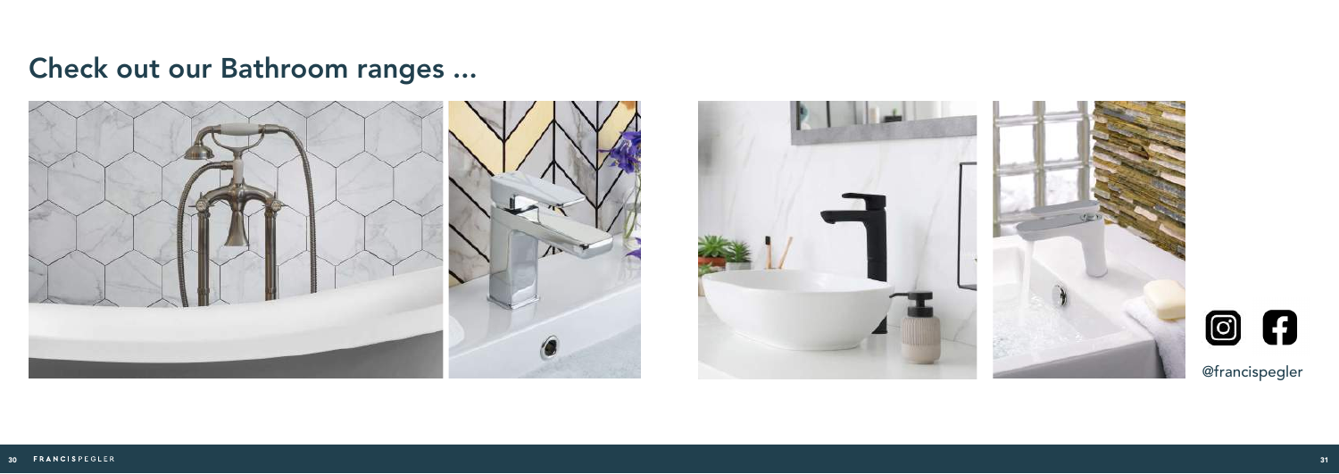## Check out our Bathroom ranges ...

@francispegler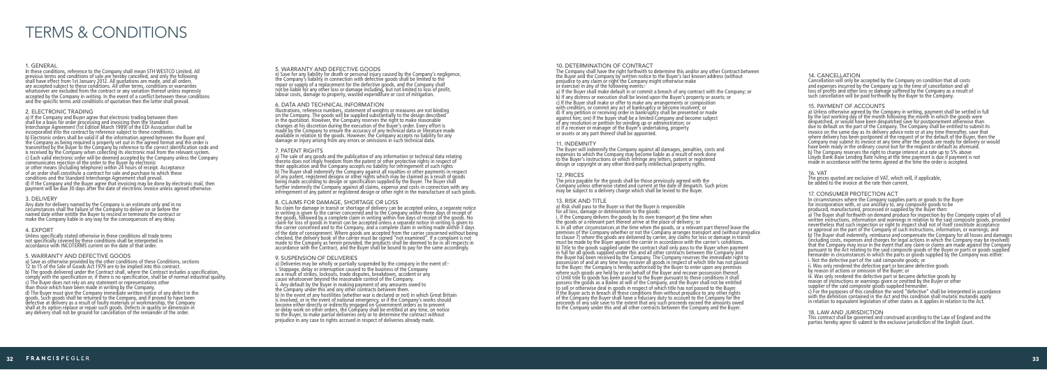# TERMS & CONDITIONS

## 1. GENERAL

In these conditions, reference to the Company shall mean STH WESTCO Limited. All previous terms and conditions of sale are hereby cancelled, and only the following shall have effect from 1st January 2012. All quotations are made, and all orders are accepted subject to these conditions. All other terms, conditions or warranties whatsoever are excluded from the contract or any variation thereof unless expressly accepted by the Company in writing. In the event of a conflict between these conditions and the specific terms and conditions of quotation then the latter shall prevail.

## 2. ELECTRONIC TRADING

a) If the Company and Buyer agree that electronic trading between them shall be a basis for order processing and invoicing then the Standard Interchange Agreement (1st Edition March 1989) of the EDI Association shall be incorporated into the contract by reference subject to these conditions.
b) Electronic orders shall be valid if all the information agreed between the Buyer and the Company as being required is properly set out in the agreed format and the order is transmitted by the Buyer to the Company by reference to the correct identification code and is received by the Company when collecting its electronic mail from the relevant system.
c) Each valid electronic order will be deemed accepted by the Company unless the Company communicates rejection of the order to the Buyer by electronic or other means (including telephone) within 24 hours of receipt. Acceptance of an order shall constitute a contract for sale and purchase to which these conditions and the Standard Interchange Agreement shall prevail.
d) If the Company and the Buyer agree that invoicing may be done by electronic mail, then payment will be due 30 days after the date of electronic invoice unless agreed otherwise.

## 3. DELIVERY

Any date for delivery named by the Company is an estimate only and in no circumstances shall the failure of the Company to deliver on or before the named date either entitle the Buyer to rescind or terminate the contract or make the Company liable in any way for the consequences of any delay.

## 4. EXPORT

Unless specifically stated otherwise in these conditions all trade terms not specifically covered by these conditions shall be interpreted in accordance with INCOTERMS current on the date of that order.

## 5. WARRANTY AND DEFECTIVE GOODS

a) Save as otherwise provided by the other conditions of these Conditions, sections 12 to 15 of the Sale of Goods Act 1979 are to be implied into this contract.
b) The goods delivered under the Contract shall, where the Contract includes a specification, comply with the specification or, if there is no specification, shall be of normal industrial quality.
c) The Buyer does not rely on any statement or representations other than those which have been made in writing by the Company.
d) The Buyer must give the Company immediate written notice of any defect in the goods. Such goods shall be returned to the Company, and if proved to have been defective at delivery as a result of faulty materials or workmanship, the Company shall at its option replace or repair such goods. Defects in quality or dimension in any delivery shall not be ground for cancellation of the remainder of the order.

## 5. WARRANTY AND DEFECTIVE GOODS

e) Save for any liability for death or personal injury caused by the Company's negligence, the Company's liability in connection with defective goods shall be limited to the repair or supply of a replacement for the defective goods, and the Company shall not be liable for any other loss or damage including, but not limited to loss of profit, labour costs, damage to property, wasted expenditure or cost of mitigation.

## 6. DATA AND TECHNICAL INFORMATION

Illustrations, reference numbers, statement of weights or measures are not binding on the Company. The goods will be supplied substantially to the design described in the quotation. However, the Company reserves the right to make reasonable changes at its discretion during the execution of the Buyer's order. Every effort is made by the Company to ensure the accuracy of any technical data or literature made available in relation to the goods. However, the Company accepts no liability for any damage or injury arising from any errors or omissions in such technical data.

## 7. PATENT RIGHTS

a) The sale of any goods and the publication of any information or technical data relating thereto does not imply freedom from the patent or other protective rights in respect of their application and the Company accepts no liability for infringement of such rights
b) The Buyer shall indemnify the Company against all royalties or other payments in respect of any patent, registered designs or other rights which may be claimed as a result of goods being made according to design or specification supplied by the Buyer. The Buyer shall further indemnify the Company against all claims, expense and costs in connection with any infringement of any patent or registered design or other right in the manufacture of such goods.

## 8. CLAIMS FOR DAMAGE, SHORTAGE OR LOSS

No claim for damage in transit or shortage of delivery can be accepted unless, a separate notice in writing is given to the carrier concerned and to the Company within three days of receipt of the goods, followed by a complete claim in writing within five days of receipt of the goods. No claim for loss of goods in transit can be accepted unless a separate notice in writing is given to the carrier concerned and to the Company, and a complete claim in writing made within 3 days of the date of consignment. Where goods are accepted from the carrier concerned without being checked, the delivery book of the carrier must be signed "not examined". If a complaint is not made to the Company as herein provided, the products shall be deemed to be in all respects in accordance with the Contract, and the Buyer shall be bound to pay for the same accordingly.

## 9. SUSPENSION OF DELIVERIES

a) Deliveries may be wholly or partially suspended by the Company in the event of:-
i. Stoppage, delay or interruption caused to the business of the Company as a result of strikes, lockouts, trade disputes, breakdown, accident or any cause whatsoever beyond the reasonable control of the Company.
ii. Any default by the Buyer in making payment of any amounts owed to the Company under this and any other contracts between them.
b) In the event of any hostilities (whether war is declared or not) in which Great Britain is involved, or in the event of national emergency, or if the Company's works should become either directly or indirectly engaged on Government orders as to prevent or delay work on other orders, the Company shall be entitled at any time, on notice to the Buyer, to make partial deliveries only or to determine the contract without prejudice in any case to rights accrued in respect of deliveries already made.

## 10. DETERMINATION OF CONTRACT

The Company shall have the right forthwith to determine this and/or any other Contract between the Buyer and the Company by written notice to the Buyer's last known address (without prejudice to any claim or right the Company might otherwise make or exercise) in any of the following events:-
a) If the Buyer shall make default in or commit a breach of any contract with the Company; or
b) If any distress or execution shall be levied upon the Buyer's property or assets; or
c) If the Buyer shall make or offer to make any arrangements or composition with creditors, or commit any act of bankruptcy or become insolvent; or
d) If any petition or receiving order in bankruptcy shall be presented or made against him; ore) If the Buyer shall be a limited Company and become subject of any resolution or petition for winding up or administration; or
e) If a receiver or manager of the Buyer's undertaking, property or assets or any part thereof shall be appointed.

## 11. INDEMNITY

The Buyer will indemnify the Company against all damages, penalties, costs and expenses to which the Company may become liable as a result of work done to the Buyer's instructions or which infringe any letters, patent or registered design or copyright or any other third-party intellectual property rights.

## 12. PRICES

The price payable for the goods shall be those previously agreed with the Company unless otherwise stated and current at the date of despatch. Such prices may be subject to a delivery charge which shall be levied to the Buyer.

## 13. RISK AND TITLE

a) Risk shall pass to the Buyer so that the Buyer is responsible for all loss, damage or deterioration to the goods:
i. If the Company delivers the goods by its own transport at the time when the goods or a relevant part thereof arrive at the place of delivery; or
ii. In all other circumstances at the time when the goods, or a relevant part thereof leave the premises of the Company whether or not the Company arranges transport and (without prejudice to clause 7) where the goods are delivered by carrier, any claims for loss or damage in transit must be made by the Buyer against the carrier in accordance with the carrier's conditions.
b) Title to the goods supplied under the contract shall only pass to the Buyer when payment in full for all goods supplied under this and all other contracts between the Company and the Buyer has been received by the Company. The Company reserves the immediate right to possession of and at any time may recover all goods in respect of which title has not passed to the Buyer; the Company is hereby authorised by the Buyer to enter upon any premises where such goods are held by or on behalf of the Buyer and recover possession thereof.
c) Until title to goods has been passed to the Buyer pursuant to these conditions it shall possess the goods as a Bailee at will of the Company, and the Buyer shall not be entitled to sell or otherwise deal in goods in respect of which title has not passed to the Buyer. If the Buyer acts in breach of these conditions then without prejudice to any other rights of the Company the Buyer shall have a fiduciary duty to account to the Company for the proceeds of any sale save to the extent that any such proceeds exceed the amounts owed to the Company under this and all other contracts between the Company and the Buyer.

## 14. CANCELLATION

Cancellation will only be accepted by the Company on condition that all costs and expenses incurred by the Company up to the time of cancellation and all loss of profits and other loss or damage suffered by the Company as a result of such cancellation will be paid forthwith by the Buyer to the Company.

## 15. PAYMENT OF ACCOUNTS

a) Unless otherwise agreed by the Company in writing, payment shall be settled in full by the last working day of the month following the month in which the goods were despatched, or would have been despatched save for postponement otherwise than due to default on the part of the Company. The Company shall be entitled to submit its invoice on the same day as its delivery advice note or at any time thereafter, save that where delivery has been postponed at the request of or the default of the Buyer, then the Company may submit its invoice at any time after the goods are ready for delivery or would have been ready in the ordinary course but for the request or default as aforesaid.
b) The Company reserves the right to charge interest at a rate up to 5% above Lloyds Bank Base Lending Rate ruling at the time payment is due if payment is not made in accordance with the terms agreed at the time the order is accepted.

## 16. VAT

The prices quoted are exclusive of VAT, which will, if applicable, be added to the invoice at the rate then current.

## 17. CONSUMER PROTECTION ACT

In circumstances where the Company supplies parts or goods to the Buyer for incorporation with, or use ancillary to, any composite goods to be produced, manufactured, processed or supplied by the Buyer then:
a) The Buyer shall forthwith on demand produce for inspection by the Company copies of all written instructions, information and warnings in relation to the said composite goods, provided nevertheless that such inspection or right to inspect shall not of itself constitute acceptance or approval on the part of the Company of such instructions, information, or warnings; and
b) The Buyer shall indemnify, reimburse and compensate the Company for all losses and damages (including costs, expenses and charges for legal actions in which the Company may be involved) that the Company may incur in the event that any claim or claims are made against the Company pursuant to the Act relating to the said composite goods of the Buyer or parts or goods supplied hereunder in circumstances in which the parts or goods supplied by the Company was either:
i. Not the defective part of the said composite goods; or
ii. Was only rendered the defective part or became defective goods by reason of actions or omission of the Buyer; or
iii. Was only rendered the defective part or became defective goods by reason of instructions or warnings given or omitted by the Buyer or other supplier of the said composite goods supplied hereunder.
c) For the purposes of this condition the word "defective" shall be interpreted in accordance with the definition contained in the Act and this condition shall mutatis mutandis apply in relation to equivalent legislation of other states as it applies in relation to the Act.

## 18. LAW AND JURISDICTION

This contract shall be governed and construed according to the Law of England and the parties hereby agree to submit to the exclusive jurisdiction of the English court.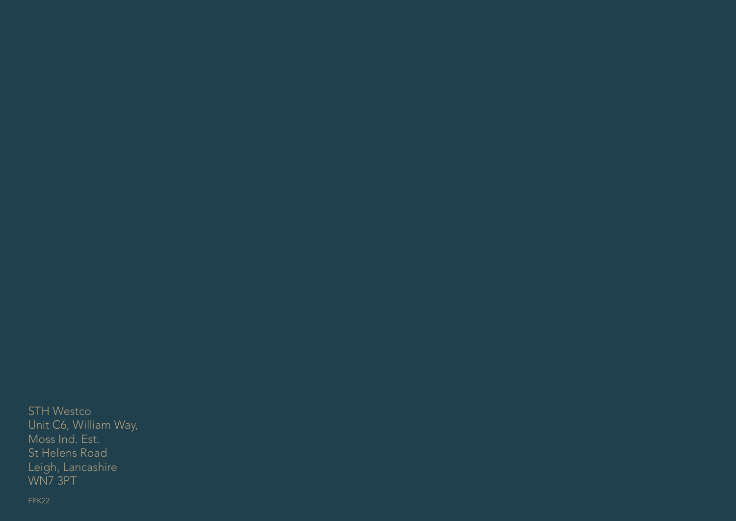STH Westco
Unit C6, William Way,
Moss Ind. Est.
St Helens Road
Leigh, Lancashire
WN7 3PT

FPK22